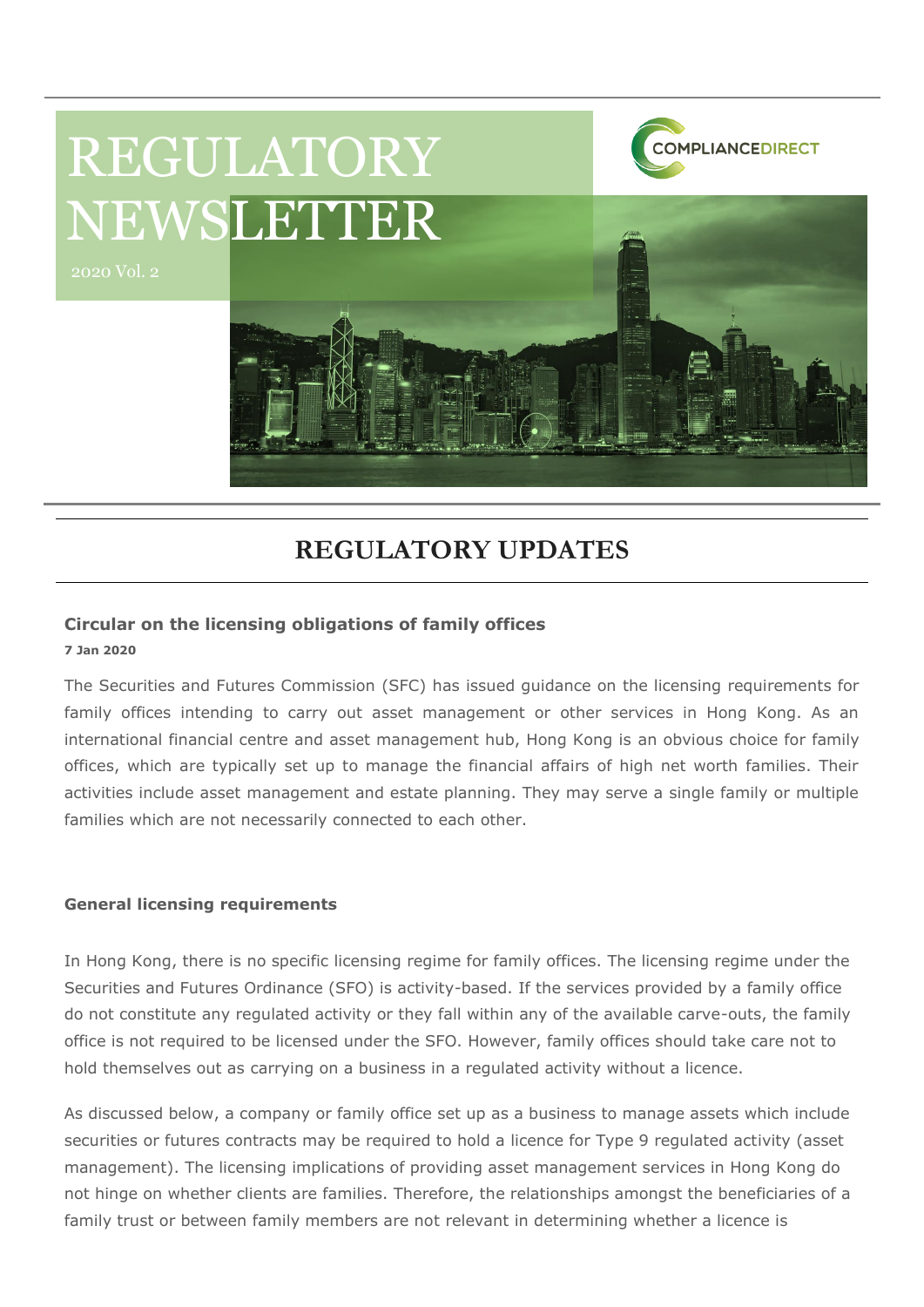# REGULATORY NEWSLETTER

2020 Vol. 2

COMPLIANCEDIRECT

## REGULATORY UPDATES

### Circular on the licensing obligations of family offices

**7 Jan 2020**

The Securities and Futures Commission (SFC) has issued guidance on the licensing requirements for family offices intending to carry out asset management or other services in Hong Kong. As an international financial centre and asset management hub, Hong Kong is an obvious choice for family offices, which are typically set up to manage the financial affairs of high net worth families. Their activities include asset management and estate planning. They may serve a single family or multiple families which are not necessarily connected to each other.

**General licensing requirements**

In Hong Kong, there is no specific licensing regime for family offices. The licensing regime under the Securities and Futures Ordinance (SFO) is activity-based. If the services provided by a family office do not constitute any regulated activity or they fall within any of the available carve-outs, the family office is not required to be licensed under the SFO. However, family offices should take care not to hold themselves out as carrying on a business in a regulated activity without a licence.

As discussed below, a company or family office set up as a business to manage assets which include securities or futures contracts may be required to hold a licence for Type 9 regulated activity (asset management). The licensing implications of providing asset management services in Hong Kong do not hinge on whether clients are families. Therefore, the relationships amongst the beneficiaries of a family trust or between family members are not relevant in determining whether a licence is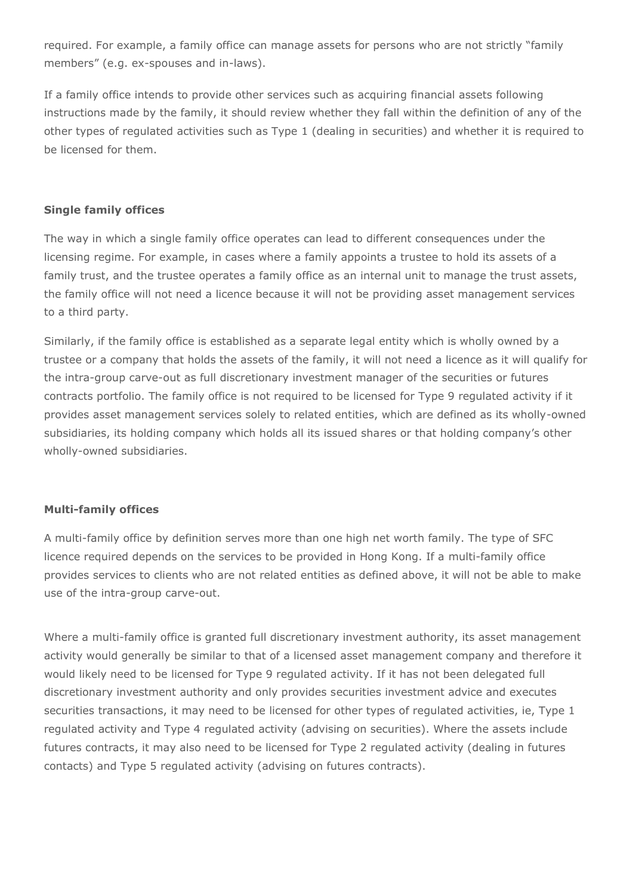required. For example, a family office can manage assets for persons who are not strictly "family members" (e.g. ex-spouses and in-laws).

If a family office intends to provide other services such as acquiring financial assets following instructions made by the family, it should review whether they fall within the definition of any of the other types of regulated activities such as Type 1 (dealing in securities) and whether it is required to be licensed for them.

**Single family offices**

The way in which a single family office operates can lead to different consequences under the licensing regime. For example, in cases where a family appoints a trustee to hold its assets of a family trust, and the trustee operates a family office as an internal unit to manage the trust assets, the family office will not need a licence because it will not be providing asset management services to a third party.

Similarly, if the family office is established as a separate legal entity which is wholly owned by a trustee or a company that holds the assets of the family, it will not need a licence as it will qualify for the intra-group carve-out as full discretionary investment manager of the securities or futures contracts portfolio. The family office is not required to be licensed for Type 9 regulated activity if it provides asset management services solely to related entities, which are defined as its wholly-owned subsidiaries, its holding company which holds all its issued shares or that holding company's other wholly-owned subsidiaries.

**Multi-family offices**

A multi-family office by definition serves more than one high net worth family. The type of SFC licence required depends on the services to be provided in Hong Kong. If a multi-family office provides services to clients who are not related entities as defined above, it will not be able to make use of the intra-group carve-out.

Where a multi-family office is granted full discretionary investment authority, its asset management activity would generally be similar to that of a licensed asset management company and therefore it would likely need to be licensed for Type 9 regulated activity. If it has not been delegated full discretionary investment authority and only provides securities investment advice and executes securities transactions, it may need to be licensed for other types of regulated activities, ie, Type 1 regulated activity and Type 4 regulated activity (advising on securities). Where the assets include futures contracts, it may also need to be licensed for Type 2 regulated activity (dealing in futures contacts) and Type 5 regulated activity (advising on futures contracts).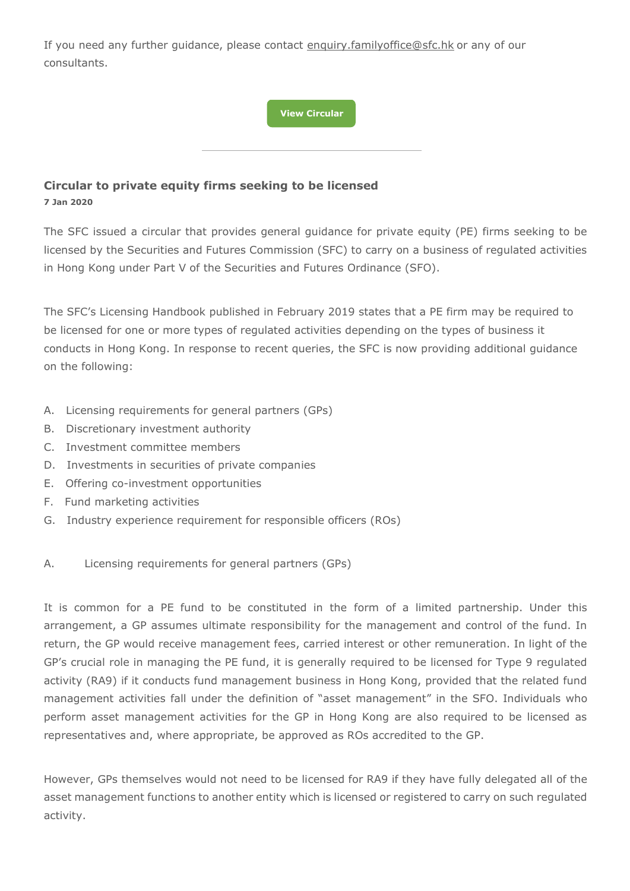If you need any further guidance, please contact enquiry.familyoffice@sfc.hk or any of our consultants.

View Circular

---

### Circular to private equity firms seeking to be licensed

**7 Jan 2020**

The SFC issued a circular that provides general guidance for private equity (PE) firms seeking to be licensed by the Securities and Futures Commission (SFC) to carry on a business of regulated activities in Hong Kong under Part V of the Securities and Futures Ordinance (SFO).

The SFC's Licensing Handbook published in February 2019 states that a PE firm may be required to be licensed for one or more types of regulated activities depending on the types of business it conducts in Hong Kong. In response to recent queries, the SFC is now providing additional guidance on the following:

A. Licensing requirements for general partners (GPs)
B. Discretionary investment authority
C. Investment committee members
D. Investments in securities of private companies
E. Offering co-investment opportunities
F. Fund marketing activities
G. Industry experience requirement for responsible officers (ROs)

A. Licensing requirements for general partners (GPs)

It is common for a PE fund to be constituted in the form of a limited partnership. Under this arrangement, a GP assumes ultimate responsibility for the management and control of the fund. In return, the GP would receive management fees, carried interest or other remuneration. In light of the GP's crucial role in managing the PE fund, it is generally required to be licensed for Type 9 regulated activity (RA9) if it conducts fund management business in Hong Kong, provided that the related fund management activities fall under the definition of "asset management" in the SFO. Individuals who perform asset management activities for the GP in Hong Kong are also required to be licensed as representatives and, where appropriate, be approved as ROs accredited to the GP.

However, GPs themselves would not need to be licensed for RA9 if they have fully delegated all of the asset management functions to another entity which is licensed or registered to carry on such regulated activity.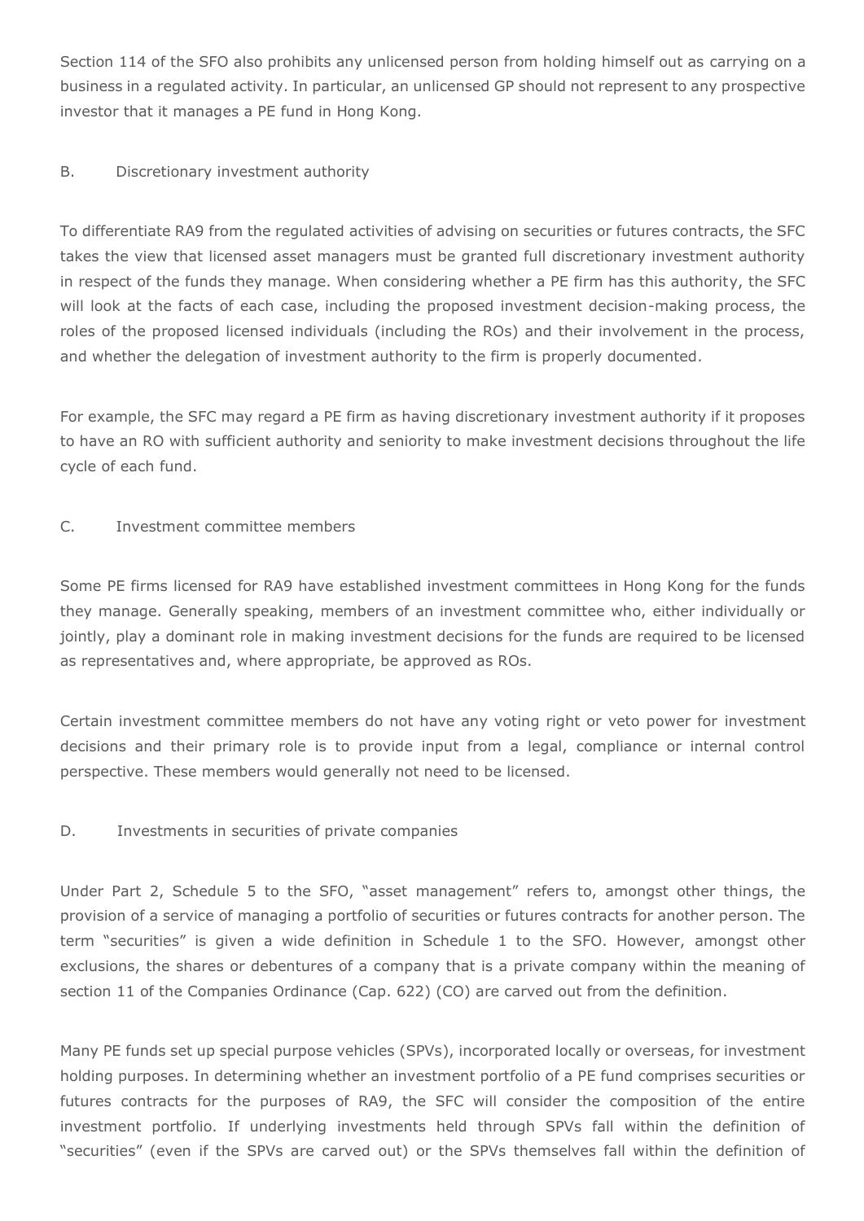Section 114 of the SFO also prohibits any unlicensed person from holding himself out as carrying on a business in a regulated activity. In particular, an unlicensed GP should not represent to any prospective investor that it manages a PE fund in Hong Kong.

### B. Discretionary investment authority

To differentiate RA9 from the regulated activities of advising on securities or futures contracts, the SFC takes the view that licensed asset managers must be granted full discretionary investment authority in respect of the funds they manage. When considering whether a PE firm has this authority, the SFC will look at the facts of each case, including the proposed investment decision-making process, the roles of the proposed licensed individuals (including the ROs) and their involvement in the process, and whether the delegation of investment authority to the firm is properly documented.

For example, the SFC may regard a PE firm as having discretionary investment authority if it proposes to have an RO with sufficient authority and seniority to make investment decisions throughout the life cycle of each fund.

### C. Investment committee members

Some PE firms licensed for RA9 have established investment committees in Hong Kong for the funds they manage. Generally speaking, members of an investment committee who, either individually or jointly, play a dominant role in making investment decisions for the funds are required to be licensed as representatives and, where appropriate, be approved as ROs.

Certain investment committee members do not have any voting right or veto power for investment decisions and their primary role is to provide input from a legal, compliance or internal control perspective. These members would generally not need to be licensed.

### D. Investments in securities of private companies

Under Part 2, Schedule 5 to the SFO, "asset management" refers to, amongst other things, the provision of a service of managing a portfolio of securities or futures contracts for another person. The term "securities" is given a wide definition in Schedule 1 to the SFO. However, amongst other exclusions, the shares or debentures of a company that is a private company within the meaning of section 11 of the Companies Ordinance (Cap. 622) (CO) are carved out from the definition.

Many PE funds set up special purpose vehicles (SPVs), incorporated locally or overseas, for investment holding purposes. In determining whether an investment portfolio of a PE fund comprises securities or futures contracts for the purposes of RA9, the SFC will consider the composition of the entire investment portfolio. If underlying investments held through SPVs fall within the definition of "securities" (even if the SPVs are carved out) or the SPVs themselves fall within the definition of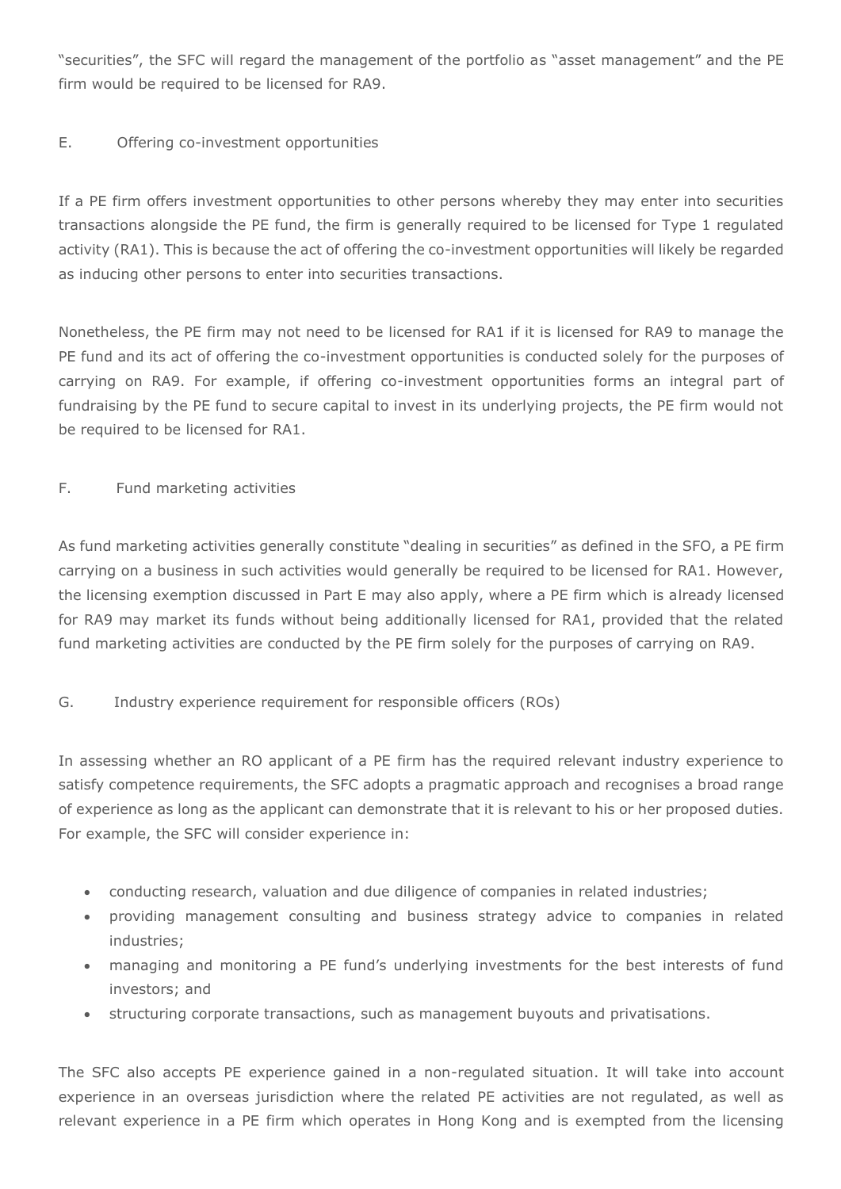"securities", the SFC will regard the management of the portfolio as "asset management" and the PE firm would be required to be licensed for RA9.

## E. Offering co-investment opportunities

If a PE firm offers investment opportunities to other persons whereby they may enter into securities transactions alongside the PE fund, the firm is generally required to be licensed for Type 1 regulated activity (RA1). This is because the act of offering the co-investment opportunities will likely be regarded as inducing other persons to enter into securities transactions.

Nonetheless, the PE firm may not need to be licensed for RA1 if it is licensed for RA9 to manage the PE fund and its act of offering the co-investment opportunities is conducted solely for the purposes of carrying on RA9. For example, if offering co-investment opportunities forms an integral part of fundraising by the PE fund to secure capital to invest in its underlying projects, the PE firm would not be required to be licensed for RA1.

## F. Fund marketing activities

As fund marketing activities generally constitute "dealing in securities" as defined in the SFO, a PE firm carrying on a business in such activities would generally be required to be licensed for RA1. However, the licensing exemption discussed in Part E may also apply, where a PE firm which is already licensed for RA9 may market its funds without being additionally licensed for RA1, provided that the related fund marketing activities are conducted by the PE firm solely for the purposes of carrying on RA9.

## G. Industry experience requirement for responsible officers (ROs)

In assessing whether an RO applicant of a PE firm has the required relevant industry experience to satisfy competence requirements, the SFC adopts a pragmatic approach and recognises a broad range of experience as long as the applicant can demonstrate that it is relevant to his or her proposed duties. For example, the SFC will consider experience in:

- conducting research, valuation and due diligence of companies in related industries;
- providing management consulting and business strategy advice to companies in related industries;
- managing and monitoring a PE fund's underlying investments for the best interests of fund investors; and
- structuring corporate transactions, such as management buyouts and privatisations.

The SFC also accepts PE experience gained in a non-regulated situation. It will take into account experience in an overseas jurisdiction where the related PE activities are not regulated, as well as relevant experience in a PE firm which operates in Hong Kong and is exempted from the licensing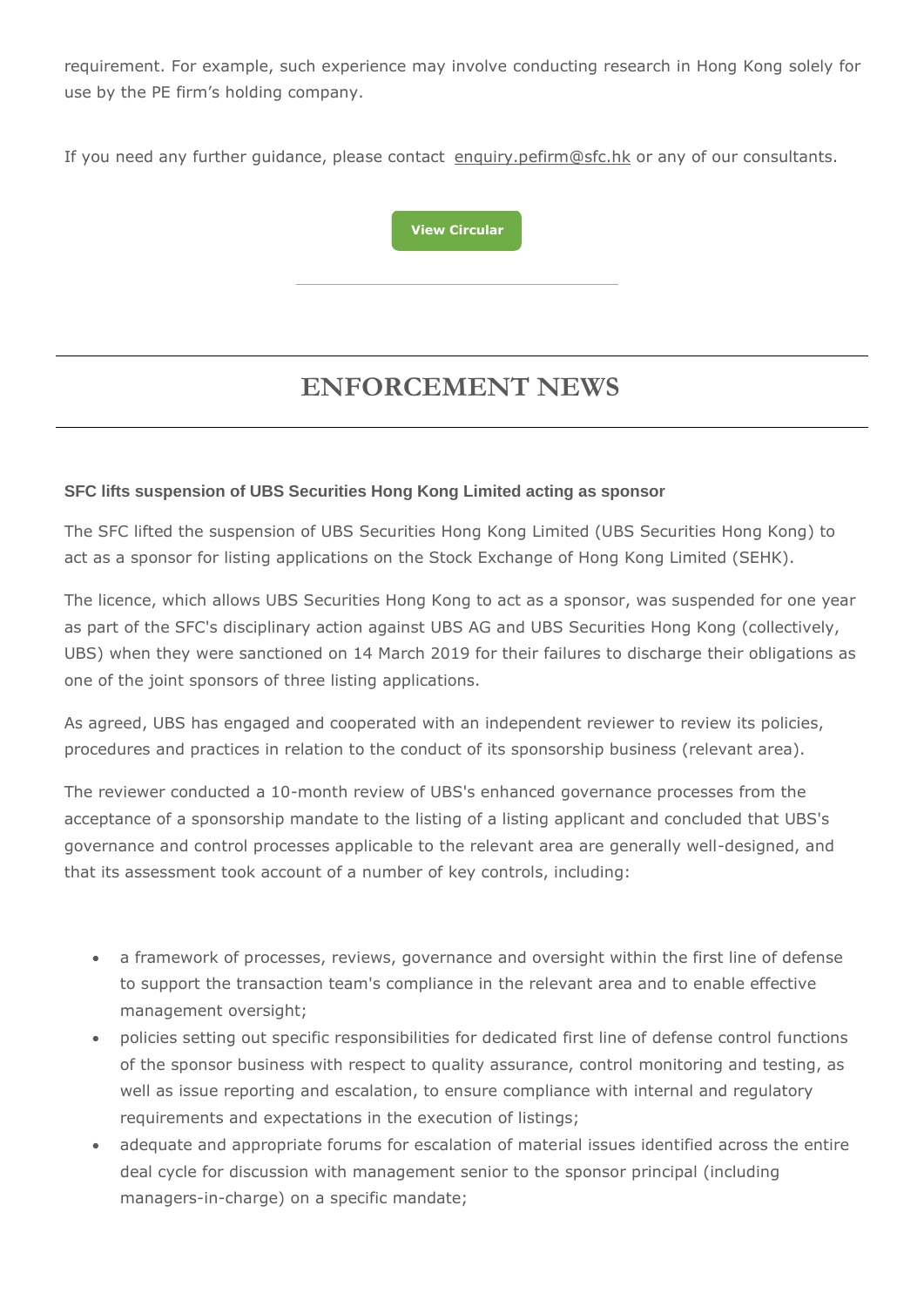requirement. For example, such experience may involve conducting research in Hong Kong solely for use by the PE firm's holding company.

If you need any further guidance, please contact enquiry.pefirm@sfc.hk or any of our consultants.

View Circular

---

# ENFORCEMENT NEWS

### SFC lifts suspension of UBS Securities Hong Kong Limited acting as sponsor

The SFC lifted the suspension of UBS Securities Hong Kong Limited (UBS Securities Hong Kong) to act as a sponsor for listing applications on the Stock Exchange of Hong Kong Limited (SEHK).

The licence, which allows UBS Securities Hong Kong to act as a sponsor, was suspended for one year as part of the SFC's disciplinary action against UBS AG and UBS Securities Hong Kong (collectively, UBS) when they were sanctioned on 14 March 2019 for their failures to discharge their obligations as one of the joint sponsors of three listing applications.

As agreed, UBS has engaged and cooperated with an independent reviewer to review its policies, procedures and practices in relation to the conduct of its sponsorship business (relevant area).

The reviewer conducted a 10-month review of UBS's enhanced governance processes from the acceptance of a sponsorship mandate to the listing of a listing applicant and concluded that UBS's governance and control processes applicable to the relevant area are generally well-designed, and that its assessment took account of a number of key controls, including:

- a framework of processes, reviews, governance and oversight within the first line of defense to support the transaction team's compliance in the relevant area and to enable effective management oversight;
- policies setting out specific responsibilities for dedicated first line of defense control functions of the sponsor business with respect to quality assurance, control monitoring and testing, as well as issue reporting and escalation, to ensure compliance with internal and regulatory requirements and expectations in the execution of listings;
- adequate and appropriate forums for escalation of material issues identified across the entire deal cycle for discussion with management senior to the sponsor principal (including managers-in-charge) on a specific mandate;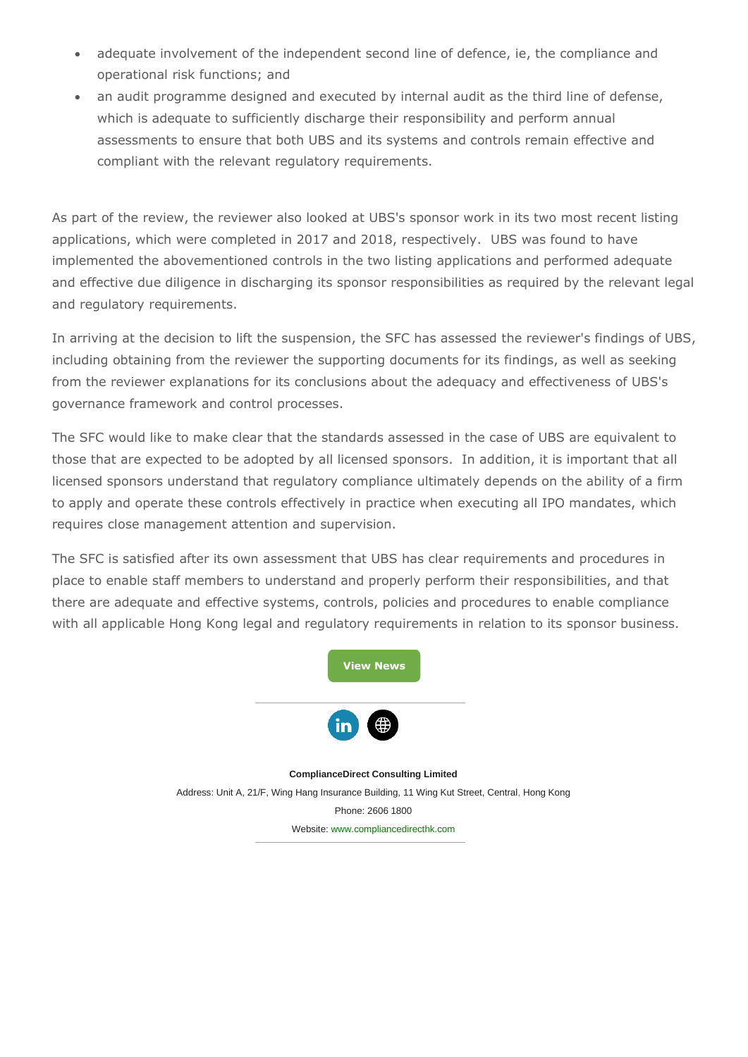- adequate involvement of the independent second line of defence, ie, the compliance and operational risk functions; and
- an audit programme designed and executed by internal audit as the third line of defense, which is adequate to sufficiently discharge their responsibility and perform annual assessments to ensure that both UBS and its systems and controls remain effective and compliant with the relevant regulatory requirements.

As part of the review, the reviewer also looked at UBS's sponsor work in its two most recent listing applications, which were completed in 2017 and 2018, respectively. UBS was found to have implemented the abovementioned controls in the two listing applications and performed adequate and effective due diligence in discharging its sponsor responsibilities as required by the relevant legal and regulatory requirements.

In arriving at the decision to lift the suspension, the SFC has assessed the reviewer's findings of UBS, including obtaining from the reviewer the supporting documents for its findings, as well as seeking from the reviewer explanations for its conclusions about the adequacy and effectiveness of UBS's governance framework and control processes.

The SFC would like to make clear that the standards assessed in the case of UBS are equivalent to those that are expected to be adopted by all licensed sponsors. In addition, it is important that all licensed sponsors understand that regulatory compliance ultimately depends on the ability of a firm to apply and operate these controls effectively in practice when executing all IPO mandates, which requires close management attention and supervision.

The SFC is satisfied after its own assessment that UBS has clear requirements and procedures in place to enable staff members to understand and properly perform their responsibilities, and that there are adequate and effective systems, controls, policies and procedures to enable compliance with all applicable Hong Kong legal and regulatory requirements in relation to its sponsor business.

View News

**ComplianceDirect Consulting Limited**

Address: Unit A, 21/F, Wing Hang Insurance Building, 11 Wing Kut Street, Central, Hong Kong

Phone: 2606 1800

Website: www.compliancedirecthk.com